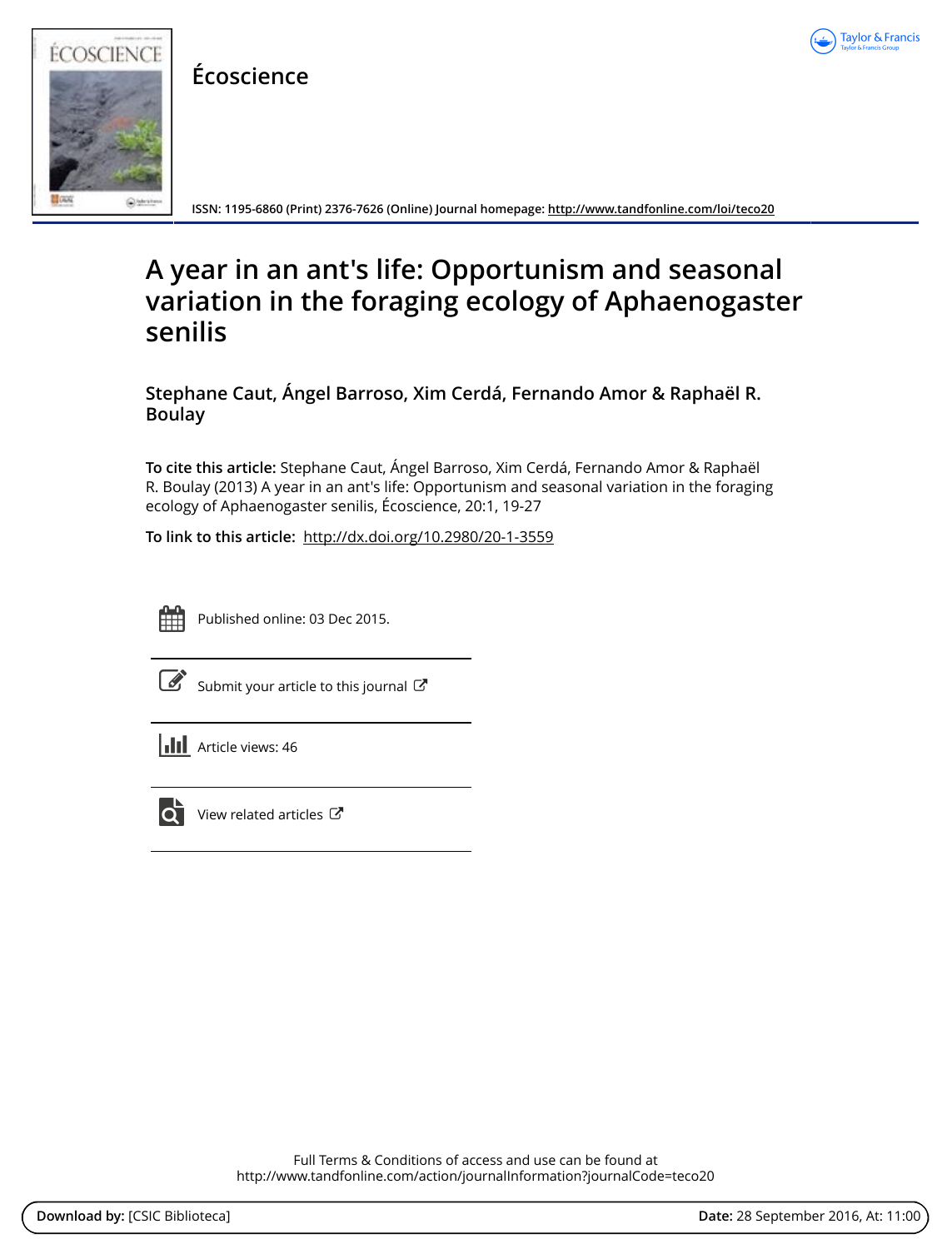# Écoscience

ISSN: 1195-6860 (Print) 2376-7626 (Online) Journal homepage: http://www.tandfonline.com/loi/teco20

## A year in an ant's life: Opportunism and seasonal variation in the foraging ecology of Aphaenogaster senilis

**Stephane Caut, Ángel Barroso, Xim Cerdá, Fernando Amor & Raphaël R. Boulay**

**To cite this article:** Stephane Caut, Ángel Barroso, Xim Cerdá, Fernando Amor & Raphaël R. Boulay (2013) A year in an ant's life: Opportunism and seasonal variation in the foraging ecology of Aphaenogaster senilis, Écoscience, 20:1, 19-27

**To link to this article:** http://dx.doi.org/10.2980/20-1-3559

Published online: 03 Dec 2015.

Submit your article to this journal

Article views: 46

View related articles

Full Terms & Conditions of access and use can be found at http://www.tandfonline.com/action/journalInformation?journalCode=teco20

**Download by:** [CSIC Biblioteca] **Date:** 28 September 2016, At: 11:00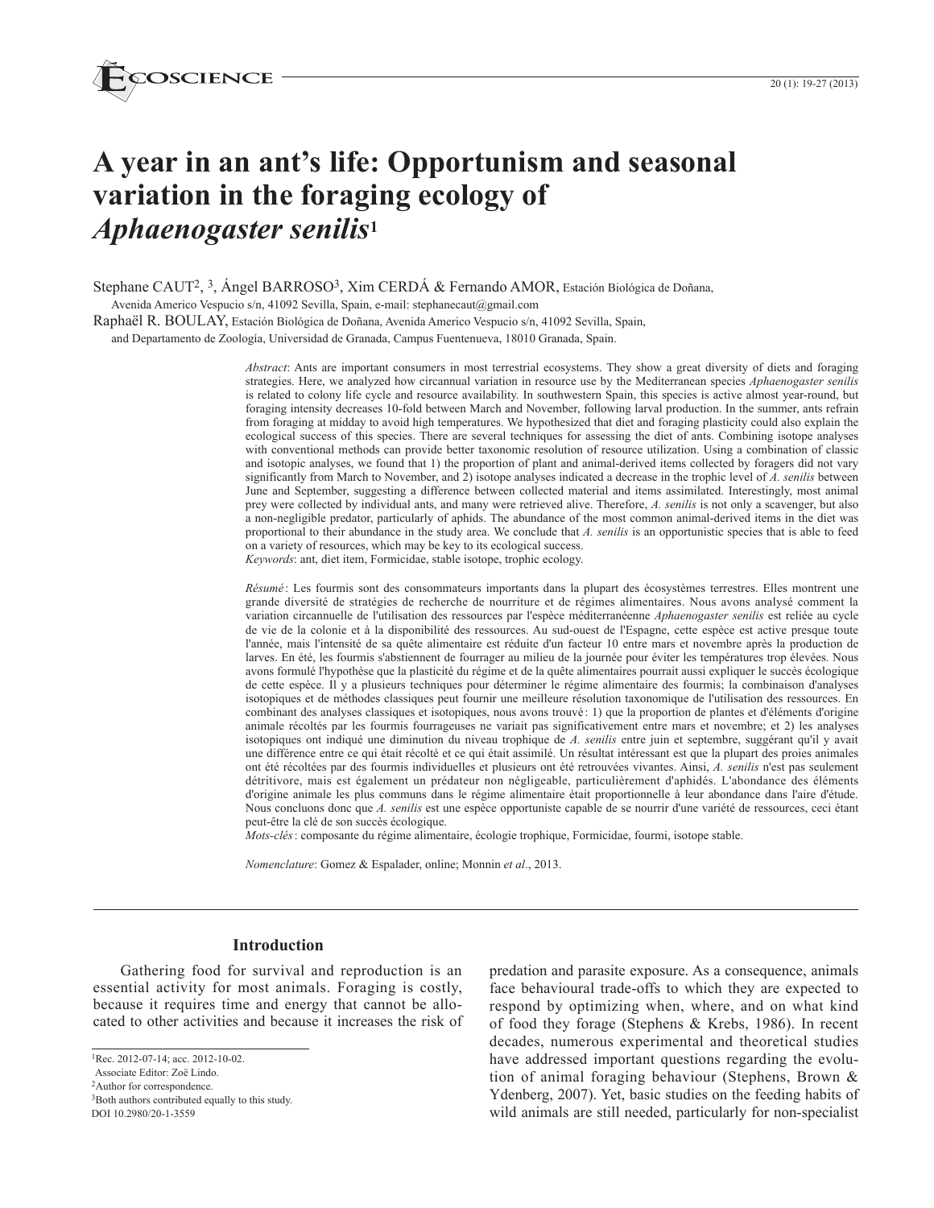# A year in an ant's life: Opportunism and seasonal variation in the foraging ecology of *Aphaenogaster senilis*[1]

Stephane CAUT[2, 3], Ángel BARROSO[3], Xim CERDÁ & Fernando AMOR, Estación Biológica de Doñana, Avenida Americo Vespucio s/n, 41092 Sevilla, Spain, e-mail: stephanecaut@gmail.com

Raphaël R. BOULAY, Estación Biológica de Doñana, Avenida Americo Vespucio s/n, 41092 Sevilla, Spain, and Departamento de Zoología, Universidad de Granada, Campus Fuenteneuva, 18010 Granada, Spain.

*Abstract*: Ants are important consumers in most terrestrial ecosystems. They show a great diversity of diets and foraging strategies. Here, we analyzed how circannual variation in resource use by the Mediterranean species *Aphaenogaster senilis* is related to colony life cycle and resource availability. In southwestern Spain, this species is active almost year-round, but foraging intensity decreases 10-fold between March and November, following larval production. In the summer, ants refrain from foraging at midday to avoid high temperatures. We hypothesized that diet and foraging plasticity could also explain the ecological success of this species. There are several techniques for assessing the diet of ants. Combining isotope analyses with conventional methods can provide better taxonomic resolution of resource utilization. Using a combination of classic and isotopic analyses, we found that 1) the proportion of plant and animal-derived items collected by foragers did not vary significantly from March to November, and 2) isotope analyses indicated a decrease in the trophic level of *A. senilis* between June and September, suggesting a difference between collected material and items assimilated. Interestingly, most animal prey were collected by individual ants, and many were retrieved alive. Therefore, *A. senilis* is not only a scavenger, but also a non-negligible predator, particularly of aphids. The abundance of the most common animal-derived items in the diet was proportional to their abundance in the study area. We conclude that *A. senilis* is an opportunistic species that is able to feed on a variety of resources, which may be key to its ecological success.

*Keywords*: ant, diet item, Formicidae, stable isotope, trophic ecology.

*Résumé*: Les fourmis sont des consommateurs importants dans la plupart des écosystèmes terrestres. Elles montrent une grande diversité de stratégies de recherche de nourriture et de régimes alimentaires. Nous avons analysé comment la variation circannuelle de l'utilisation des ressources par l'espèce méditerranéenne *Aphaenogaster senilis* est reliée au cycle de vie de la colonie et à la disponibilité des ressources. Au sud-ouest de l'Espagne, cette espèce est active presque toute l'année, mais l'intensité de sa quête alimentaire est réduite d'un facteur 10 entre mars et novembre après la production de larves. En été, les fourmis s'abstiennent de fourrager au milieu de la journée pour éviter les températures trop élevées. Nous avons formulé l'hypothèse que la plasticité du régime et de la quête alimentaires pourrait aussi expliquer le succès écologique de cette espèce. Il y a plusieurs techniques pour déterminer le régime alimentaire des fourmis; la combinaison d'analyses isotopiques et de méthodes classiques peut fournir une meilleure résolution taxonomique de l'utilisation des ressources. En combinant des analyses classiques et isotopiques, nous avons trouvé : 1) que la proportion de plantes et d'éléments d'origine animale récoltés par les fourmis fourrageuses ne variait pas significativement entre mars et novembre; et 2) les analyses isotopiques ont indiqué une diminution du niveau trophique de *A. senilis* entre juin et septembre, suggérant qu'il y avait une différence entre ce qui était récolté et ce qui était assimilé. Un résultat intéressant est que la plupart des proies animales ont été récoltées par des fourmis individuelles et plusieurs ont été retrouvées vivantes. Ainsi, *A. senilis* n'est pas seulement détritivore, mais est également un prédateur non négligeable, particulièrement d'aphidés. L'abondance des éléments d'origine animale les plus communs dans le régime alimentaire était proportionnelle à leur abondance dans l'aire d'étude. Nous concluons donc que *A. senilis* est une espèce opportuniste capable de se nourrir d'une variété de ressources, ceci étant peut-être la clé de son succès écologique.

*Mots-clés*: composante du régime alimentaire, écologie trophique, Formicidae, fourmi, isotope stable.

*Nomenclature*: Gomez & Espalader, online; Monnin *et al*., 2013.

## Introduction

Gathering food for survival and reproduction is an essential activity for most animals. Foraging is costly, because it requires time and energy that cannot be allocated to other activities and because it increases the risk of predation and parasite exposure. As a consequence, animals face behavioural trade-offs to which they are expected to respond by optimizing when, where, and on what kind of food they forage (Stephens & Krebs, 1986). In recent decades, numerous experimental and theoretical studies have addressed important questions regarding the evolution of animal foraging behaviour (Stephens, Brown & Ydenberg, 2007). Yet, basic studies on the feeding habits of wild animals are still needed, particularly for non-specialist

[1]Rec. 2012-07-14; acc. 2012-10-02.
Associate Editor: Zoë Lindo.
[2]Author for correspondence.
[3]Both authors contributed equally to this study.
DOI 10.2980/20-1-3559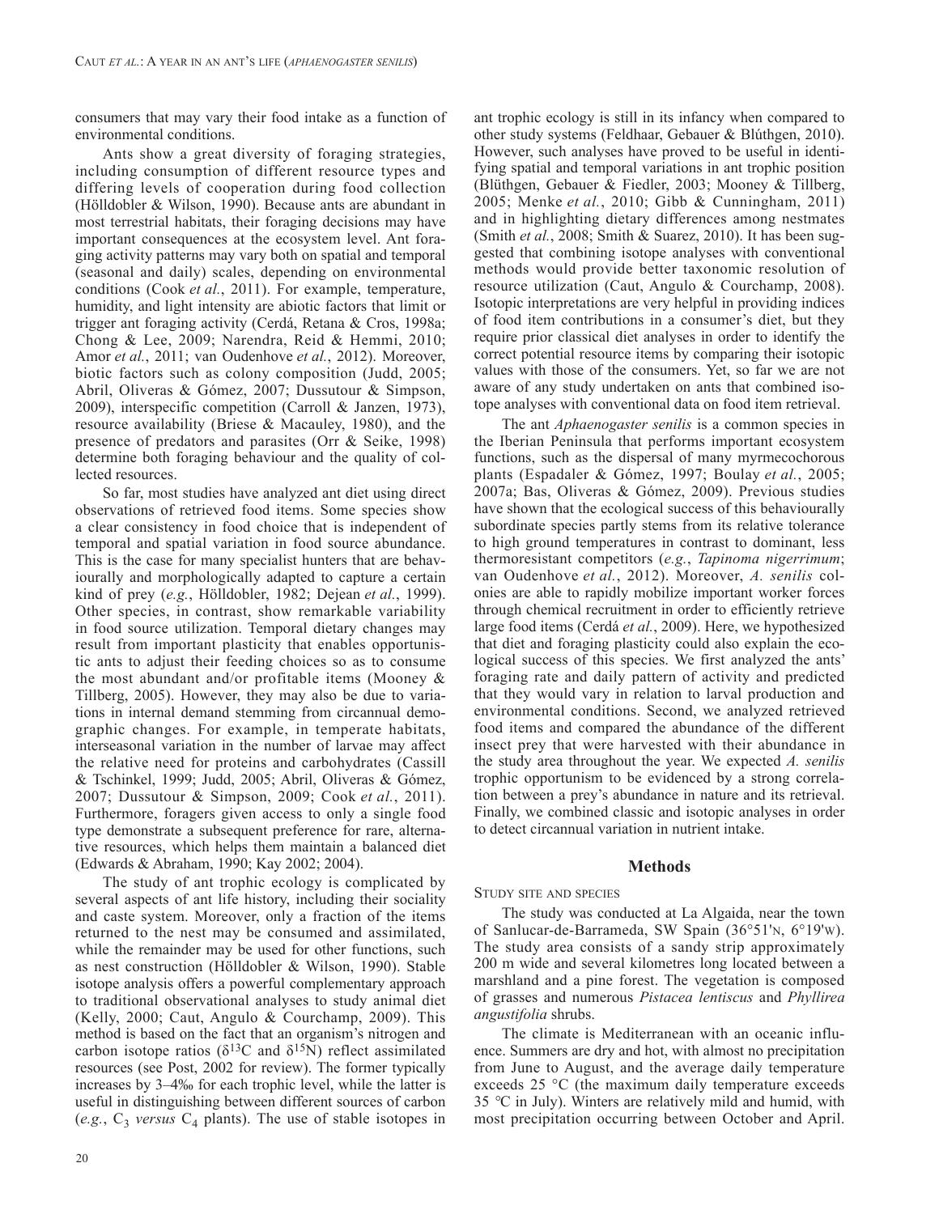consumers that may vary their food intake as a function of environmental conditions.

Ants show a great diversity of foraging strategies, including consumption of different resource types and differing levels of cooperation during food collection (Hölldobler & Wilson, 1990). Because ants are abundant in most terrestrial habitats, their foraging decisions may have important consequences at the ecosystem level. Ant foraging activity patterns may vary both on spatial and temporal (seasonal and daily) scales, depending on environmental conditions (Cook *et al.*, 2011). For example, temperature, humidity, and light intensity are abiotic factors that limit or trigger ant foraging activity (Cerdá, Retana & Cros, 1998a; Chong & Lee, 2009; Narendra, Reid & Hemmi, 2010; Amor *et al.*, 2011; van Oudenhove *et al.*, 2012). Moreover, biotic factors such as colony composition (Judd, 2005; Abril, Oliveras & Gómez, 2007; Dussutour & Simpson, 2009), interspecific competition (Carroll & Janzen, 1973), resource availability (Briese & Macauley, 1980), and the presence of predators and parasites (Orr & Seike, 1998) determine both foraging behaviour and the quality of collected resources.

So far, most studies have analyzed ant diet using direct observations of retrieved food items. Some species show a clear consistency in food choice that is independent of temporal and spatial variation in food source abundance. This is the case for many specialist hunters that are behaviourally and morphologically adapted to capture a certain kind of prey (*e.g.*, Hölldobler, 1982; Dejean *et al.*, 1999). Other species, in contrast, show remarkable variability in food source utilization. Temporal dietary changes may result from important plasticity that enables opportunistic ants to adjust their feeding choices so as to consume the most abundant and/or profitable items (Mooney & Tillberg, 2005). However, they may also be due to variations in internal demand stemming from circannual demographic changes. For example, in temperate habitats, interseasonal variation in the number of larvae may affect the relative need for proteins and carbohydrates (Cassill & Tschinkel, 1999; Judd, 2005; Abril, Oliveras & Gómez, 2007; Dussutour & Simpson, 2009; Cook *et al.*, 2011). Furthermore, foragers given access to only a single food type demonstrate a subsequent preference for rare, alternative resources, which helps them maintain a balanced diet (Edwards & Abraham, 1990; Kay 2002; 2004).

The study of ant trophic ecology is complicated by several aspects of ant life history, including their sociality and caste system. Moreover, only a fraction of the items returned to the nest may be consumed and assimilated, while the remainder may be used for other functions, such as nest construction (Hölldobler & Wilson, 1990). Stable isotope analysis offers a powerful complementary approach to traditional observational analyses to study animal diet (Kelly, 2000; Caut, Angulo & Courchamp, 2009). This method is based on the fact that an organism's nitrogen and carbon isotope ratios ($\delta^{13}C$ and $\delta^{15}N$) reflect assimilated resources (see Post, 2002 for review). The former typically increases by 3–4‰ for each trophic level, while the latter is useful in distinguishing between different sources of carbon (*e.g.*, $C_3$ *versus* $C_4$ plants). The use of stable isotopes in ant trophic ecology is still in its infancy when compared to other study systems (Feldhaar, Gebauer & Blúthgen, 2010). However, such analyses have proved to be useful in identifying spatial and temporal variations in ant trophic position (Blüthgen, Gebauer & Fiedler, 2003; Mooney & Tillberg, 2005; Menke *et al.*, 2010; Gibb & Cunningham, 2011) and in highlighting dietary differences among nestmates (Smith *et al.*, 2008; Smith & Suarez, 2010). It has been suggested that combining isotope analyses with conventional methods would provide better taxonomic resolution of resource utilization (Caut, Angulo & Courchamp, 2008). Isotopic interpretations are very helpful in providing indices of food item contributions in a consumer's diet, but they require prior classical diet analyses in order to identify the correct potential resource items by comparing their isotopic values with those of the consumers. Yet, so far we are not aware of any study undertaken on ants that combined isotope analyses with conventional data on food item retrieval.

The ant *Aphaenogaster senilis* is a common species in the Iberian Peninsula that performs important ecosystem functions, such as the dispersal of many myrmecochorous plants (Espadaler & Gómez, 1997; Boulay *et al.*, 2005; 2007a; Bas, Oliveras & Gómez, 2009). Previous studies have shown that the ecological success of this behaviourally subordinate species partly stems from its relative tolerance to high ground temperatures in contrast to dominant, less thermoresistant competitors (*e.g.*, *Tapinoma nigerrimum*; van Oudenhove *et al.*, 2012). Moreover, *A. senilis* colonies are able to rapidly mobilize important worker forces through chemical recruitment in order to efficiently retrieve large food items (Cerdá *et al.*, 2009). Here, we hypothesized that diet and foraging plasticity could also explain the ecological success of this species. We first analyzed the ants' foraging rate and daily pattern of activity and predicted that they would vary in relation to larval production and environmental conditions. Second, we analyzed retrieved food items and compared the abundance of the different insect prey that were harvested with their abundance in the study area throughout the year. We expected *A. senilis* trophic opportunism to be evidenced by a strong correlation between a prey's abundance in nature and its retrieval. Finally, we combined classic and isotopic analyses in order to detect circannual variation in nutrient intake.

## Methods

### Study site and species

The study was conducted at La Algaida, near the town of Sanlucar-de-Barrameda, SW Spain (36°51'N, 6°19'W). The study area consists of a sandy strip approximately 200 m wide and several kilometres long located between a marshland and a pine forest. The vegetation is composed of grasses and numerous *Pistacea lentiscus* and *Phyllirea angustifolia* shrubs.

The climate is Mediterranean with an oceanic influence. Summers are dry and hot, with almost no precipitation from June to August, and the average daily temperature exceeds 25 °C (the maximum daily temperature exceeds 35 °C in July). Winters are relatively mild and humid, with most precipitation occurring between October and April.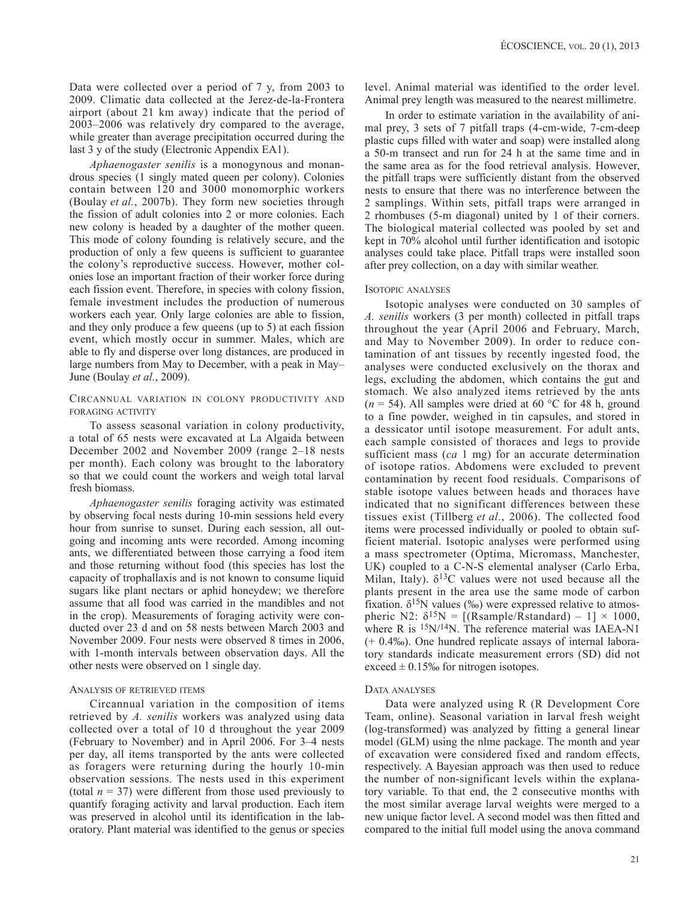Data were collected over a period of 7 y, from 2003 to 2009. Climatic data collected at the Jerez-de-la-Frontera airport (about 21 km away) indicate that the period of 2003–2006 was relatively dry compared to the average, while greater than average precipitation occurred during the last 3 y of the study (Electronic Appendix EA1).

*Aphaenogaster senilis* is a monogynous and monandrous species (1 singly mated queen per colony). Colonies contain between 120 and 3000 monomorphic workers (Boulay *et al.*, 2007b). They form new societies through the fission of adult colonies into 2 or more colonies. Each new colony is headed by a daughter of the mother queen. This mode of colony founding is relatively secure, and the production of only a few queens is sufficient to guarantee the colony's reproductive success. However, mother colonies lose an important fraction of their worker force during each fission event. Therefore, in species with colony fission, female investment includes the production of numerous workers each year. Only large colonies are able to fission, and they only produce a few queens (up to 5) at each fission event, which mostly occur in summer. Males, which are able to fly and disperse over long distances, are produced in large numbers from May to December, with a peak in May–June (Boulay *et al.*, 2009).

### Circannual variation in colony productivity and foraging activity

To assess seasonal variation in colony productivity, a total of 65 nests were excavated at La Algaida between December 2002 and November 2009 (range 2–18 nests per month). Each colony was brought to the laboratory so that we could count the workers and weigh total larval fresh biomass.

*Aphaenogaster senilis* foraging activity was estimated by observing focal nests during 10-min sessions held every hour from sunrise to sunset. During each session, all outgoing and incoming ants were recorded. Among incoming ants, we differentiated between those carrying a food item and those returning without food (this species has lost the capacity of trophallaxis and is not known to consume liquid sugars like plant nectars or aphid honeydew; we therefore assume that all food was carried in the mandibles and not in the crop). Measurements of foraging activity were conducted over 23 d and on 58 nests between March 2003 and November 2009. Four nests were observed 8 times in 2006, with 1-month intervals between observation days. All the other nests were observed on 1 single day.

### Analysis of retrieved items

Circannual variation in the composition of items retrieved by *A. senilis* workers was analyzed using data collected over a total of 10 d throughout the year 2009 (February to November) and in April 2006. For 3–4 nests per day, all items transported by the ants were collected as foragers were returning during the hourly 10-min observation sessions. The nests used in this experiment (total $n = 37$) were different from those used previously to quantify foraging activity and larval production. Each item was preserved in alcohol until its identification in the laboratory. Plant material was identified to the genus or species level. Animal material was identified to the order level. Animal prey length was measured to the nearest millimetre.

In order to estimate variation in the availability of animal prey, 3 sets of 7 pitfall traps (4-cm-wide, 7-cm-deep plastic cups filled with water and soap) were installed along a 50-m transect and run for 24 h at the same time and in the same area as for the food retrieval analysis. However, the pitfall traps were sufficiently distant from the observed nests to ensure that there was no interference between the 2 samplings. Within sets, pitfall traps were arranged in 2 rhombuses (5-m diagonal) united by 1 of their corners. The biological material collected was pooled by set and kept in 70% alcohol until further identification and isotopic analyses could take place. Pitfall traps were installed soon after prey collection, on a day with similar weather.

### Isotopic analyses

Isotopic analyses were conducted on 30 samples of *A. senilis* workers (3 per month) collected in pitfall traps throughout the year (April 2006 and February, March, and May to November 2009). In order to reduce contamination of ant tissues by recently ingested food, the analyses were conducted exclusively on the thorax and legs, excluding the abdomen, which contains the gut and stomach. We also analyzed items retrieved by the ants ($n = 54$). All samples were dried at 60 °C for 48 h, ground to a fine powder, weighed in tin capsules, and stored in a dessicator until isotope measurement. For adult ants, each sample consisted of thoraces and legs to provide sufficient mass (*ca* 1 mg) for an accurate determination of isotope ratios. Abdomens were excluded to prevent contamination by recent food residuals. Comparisons of stable isotope values between heads and thoraces have indicated that no significant differences between these tissues exist (Tillberg *et al.*, 2006). The collected food items were processed individually or pooled to obtain sufficient material. Isotopic analyses were performed using a mass spectrometer (Optima, Micromass, Manchester, UK) coupled to a C-N-S elemental analyser (Carlo Erba, Milan, Italy). $\delta^{13}C$ values were not used because all the plants present in the area use the same mode of carbon fixation. $\delta^{15}N$ values (‰) were expressed relative to atmospheric N2: $\delta^{15}N = [(R_{sample}/R_{standard}) - 1] \times 1000$, where R is $^{15}N/^{14}N$. The reference material was IAEA-N1 (+ 0.4‰). One hundred replicate assays of internal laboratory standards indicate measurement errors (SD) did not exceed ± 0.15‰ for nitrogen isotopes.

### Data analyses

Data were analyzed using R (R Development Core Team, online). Seasonal variation in larval fresh weight (log-transformed) was analyzed by fitting a general linear model (GLM) using the nlme package. The month and year of excavation were considered fixed and random effects, respectively. A Bayesian approach was then used to reduce the number of non-significant levels within the explanatory variable. To that end, the 2 consecutive months with the most similar average larval weights were merged to a new unique factor level. A second model was then fitted and compared to the initial full model using the anova command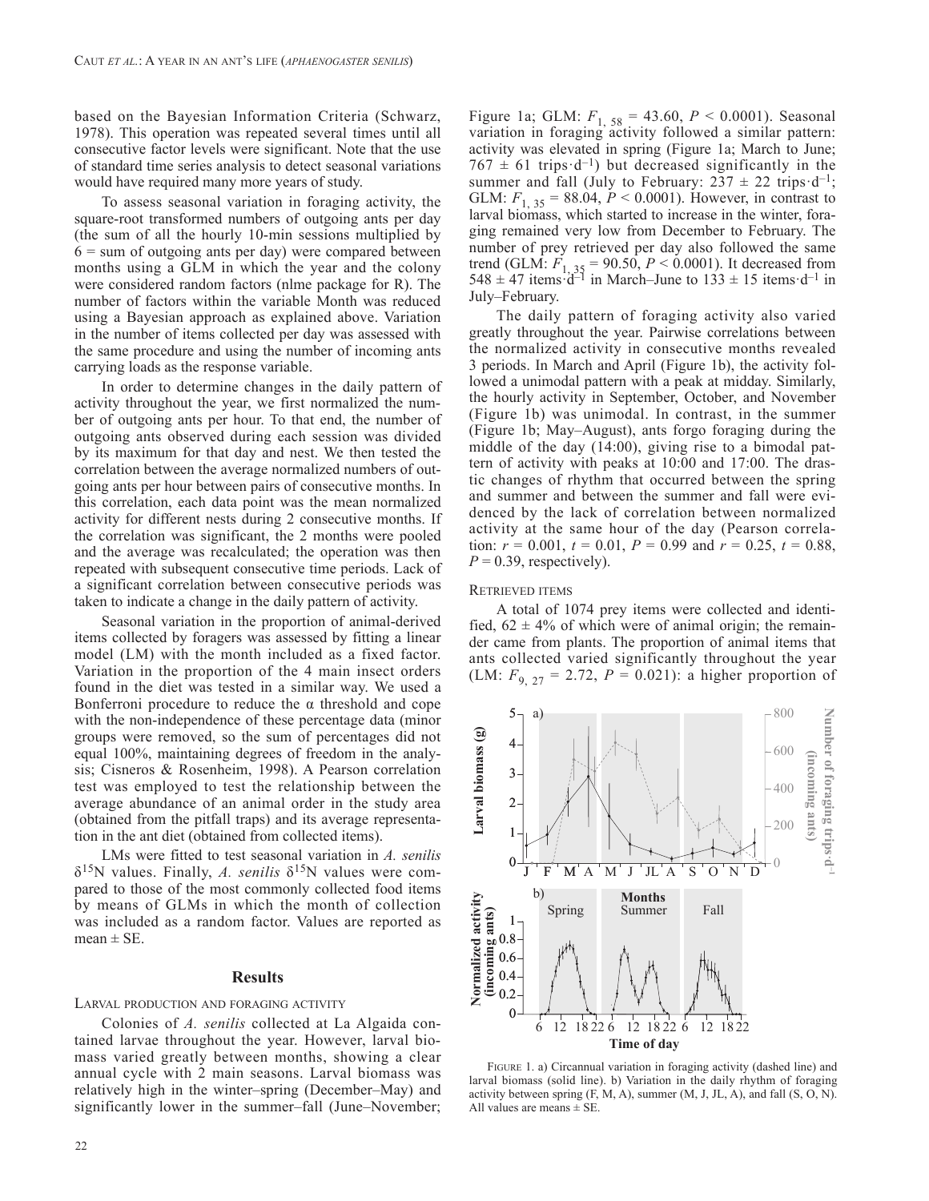based on the Bayesian Information Criteria (Schwarz, 1978). This operation was repeated several times until all consecutive factor levels were significant. Note that the use of standard time series analysis to detect seasonal variations would have required many more years of study.

To assess seasonal variation in foraging activity, the square-root transformed numbers of outgoing ants per day (the sum of all the hourly 10-min sessions multiplied by 6 = sum of outgoing ants per day) were compared between months using a GLM in which the year and the colony were considered random factors (nlme package for R). The number of factors within the variable Month was reduced using a Bayesian approach as explained above. Variation in the number of items collected per day was assessed with the same procedure and using the number of incoming ants carrying loads as the response variable.

In order to determine changes in the daily pattern of activity throughout the year, we first normalized the number of outgoing ants per hour. To that end, the number of outgoing ants observed during each session was divided by its maximum for that day and nest. We then tested the correlation between the average normalized numbers of outgoing ants per hour between pairs of consecutive months. In this correlation, each data point was the mean normalized activity for different nests during 2 consecutive months. If the correlation was significant, the 2 months were pooled and the average was recalculated; the operation was then repeated with subsequent consecutive time periods. Lack of a significant correlation between consecutive periods was taken to indicate a change in the daily pattern of activity.

Seasonal variation in the proportion of animal-derived items collected by foragers was assessed by fitting a linear model (LM) with the month included as a fixed factor. Variation in the proportion of the 4 main insect orders found in the diet was tested in a similar way. We used a Bonferroni procedure to reduce the α threshold and cope with the non-independence of these percentage data (minor groups were removed, so the sum of percentages did not equal 100%, maintaining degrees of freedom in the analysis; Cisneros & Rosenheim, 1998). A Pearson correlation test was employed to test the relationship between the average abundance of an animal order in the study area (obtained from the pitfall traps) and its average representation in the ant diet (obtained from collected items).

LMs were fitted to test seasonal variation in *A. senilis* $\delta^{15}N$ values. Finally, *A. senilis* $\delta^{15}N$ values were compared to those of the most commonly collected food items by means of GLMs in which the month of collection was included as a random factor. Values are reported as mean ± SE.

## Results

### Larval production and foraging activity

Colonies of *A. senilis* collected at La Algaida contained larvae throughout the year. However, larval biomass varied greatly between months, showing a clear annual cycle with 2 main seasons. Larval biomass was relatively high in the winter–spring (December–May) and significantly lower in the summer–fall (June–November; Figure 1a; GLM: $F_{1,\,58} = 43.60$, $P < 0.0001$). Seasonal variation in foraging activity followed a similar pattern: activity was elevated in spring (Figure 1a; March to June; $767 \pm 61$ trips·d$^{-1}$) but decreased significantly in the summer and fall (July to February: $237 \pm 22$ trips·d$^{-1}$; GLM: $F_{1,\,35} = 88.04$, $P < 0.0001$). However, in contrast to larval biomass, which started to increase in the winter, foraging remained very low from December to February. The number of prey retrieved per day also followed the same trend (GLM: $F_{1,\,35} = 90.50$, $P < 0.0001$). It decreased from $548 \pm 47$ items·d$^{-1}$ in March–June to $133 \pm 15$ items·d$^{-1}$ in July–February.

The daily pattern of foraging activity also varied greatly throughout the year. Pairwise correlations between the normalized activity in consecutive months revealed 3 periods. In March and April (Figure 1b), the activity followed a unimodal pattern with a peak at midday. Similarly, the hourly activity in September, October, and November (Figure 1b) was unimodal. In contrast, in the summer (Figure 1b; May–August), ants forgo foraging during the middle of the day (14:00), giving rise to a bimodal pattern of activity with peaks at 10:00 and 17:00. The drastic changes of rhythm that occurred between the spring and summer and between the summer and fall were evidenced by the lack of correlation between normalized activity at the same hour of the day (Pearson correlation: $r = 0.001$, $t = 0.01$, $P = 0.99$ and $r = 0.25$, $t = 0.88$, $P = 0.39$, respectively).

### Retrieved items

A total of 1074 prey items were collected and identified, $62 \pm 4\%$ of which were of animal origin; the remainder came from plants. The proportion of animal items that ants collected varied significantly throughout the year (LM: $F_{9,\,27} = 2.72$, $P = 0.021$): a higher proportion of

Figure 1. a) Circannual variation in foraging activity (dashed line) and larval biomass (solid line). b) Variation in the daily rhythm of foraging activity between spring (F, M, A), summer (M, J, JL, A), and fall (S, O, N). All values are means ± SE.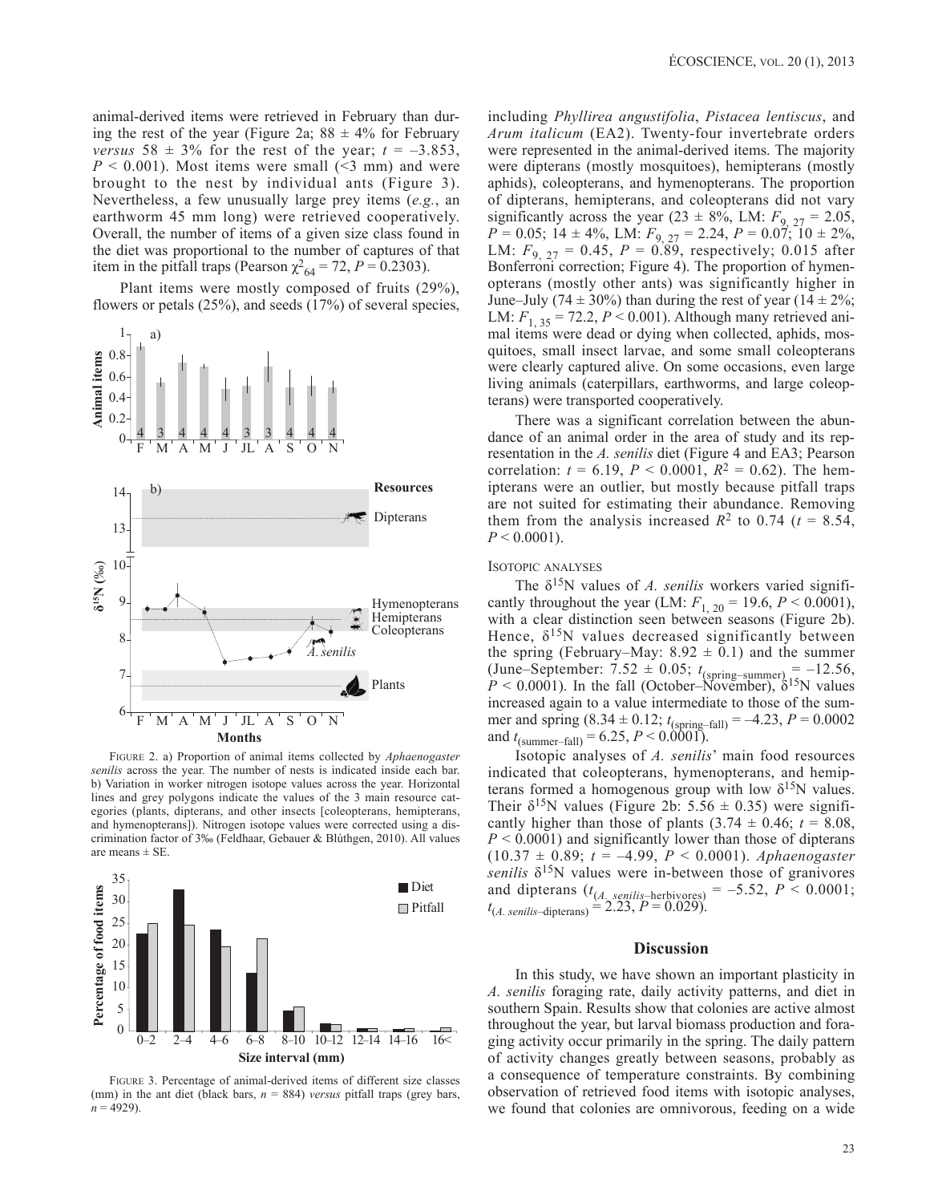animal-derived items were retrieved in February than during the rest of the year (Figure 2a; $88 \pm 4\%$ for February *versus* $58 \pm 3\%$ for the rest of the year; $t = -3.853$, $P < 0.001$). Most items were small (<3 mm) and were brought to the nest by individual ants (Figure 3). Nevertheless, a few unusually large prey items (*e.g.*, an earthworm 45 mm long) were retrieved cooperatively. Overall, the number of items of a given size class found in the diet was proportional to the number of captures of that item in the pitfall traps (Pearson $\chi^2_{64} = 72$, $P = 0.2303$).

Plant items were mostly composed of fruits (29%), flowers or petals (25%), and seeds (17%) of several species,

FIGURE 2. a) Proportion of animal items collected by *Aphaenogaster senilis* across the year. The number of nests is indicated inside each bar. b) Variation in worker nitrogen isotope values across the year. Horizontal lines and grey polygons indicate the values of the 3 main resource categories (plants, dipterans, and other insects [coleopterans, hemipterans, and hymenopterans]). Nitrogen isotope values were corrected using a discrimination factor of 3‰ (Feldhaar, Gebauer & Blüthgen, 2010). All values are means ± SE.

FIGURE 3. Percentage of animal-derived items of different size classes (mm) in the ant diet (black bars, $n = 884$) *versus* pitfall traps (grey bars, $n = 4929$).

including *Phyllirea angustifolia*, *Pistacea lentiscus*, and *Arum italicum* (EA2). Twenty-four invertebrate orders were represented in the animal-derived items. The majority were dipterans (mostly mosquitoes), hemipterans (mostly aphids), coleopterans, and hymenopterans. The proportion of dipterans, hemipterans, and coleopterans did not vary significantly across the year ($23 \pm 8\%$, LM: $F_{9,\,27} = 2.05$, $P = 0.05$; $14 \pm 4\%$, LM: $F_{9,\,27} = 2.24$, $P = 0.07$; $10 \pm 2\%$, LM: $F_{9,\,27} = 0.45$, $P = 0.89$, respectively; 0.015 after Bonferroni correction; Figure 4). The proportion of hymenopterans (mostly other ants) was significantly higher in June–July ($74 \pm 30\%$) than during the rest of year ($14 \pm 2\%$; LM: $F_{1,\,35} = 72.2$, $P < 0.001$). Although many retrieved animal items were dead or dying when collected, aphids, mosquitoes, small insect larvae, and some small coleopterans were clearly captured alive. On some occasions, even large living animals (caterpillars, earthworms, and large coleopterans) were transported cooperatively.

There was a significant correlation between the abundance of an animal order in the area of study and its representation in the *A. senilis* diet (Figure 4 and EA3; Pearson correlation: $t = 6.19$, $P < 0.0001$, $R^2 = 0.62$). The hemipterans were an outlier, but mostly because pitfall traps are not suited for estimating their abundance. Removing them from the analysis increased $R^2$ to 0.74 ($t = 8.54$, $P < 0.0001$).

### ISOTOPIC ANALYSES

The $\delta^{15}$N values of *A. senilis* workers varied significantly throughout the year (LM: $F_{1,\,20} = 19.6$, $P < 0.0001$), with a clear distinction seen between seasons (Figure 2b). Hence, $\delta^{15}$N values decreased significantly between the spring (February–May: $8.92 \pm 0.1$) and the summer (June–September: $7.52 \pm 0.05$; $t_{(\text{spring–summer})} = -12.56$, $P < 0.0001$). In the fall (October–November), $\delta^{15}$N values increased again to a value intermediate to those of the summer and spring ($8.34 \pm 0.12$; $t_{(\text{spring–fall})} = -4.23$, $P = 0.0002$ and $t_{(\text{summer–fall})} = 6.25$, $P < 0.0001$).

Isotopic analyses of *A. senilis*' main food resources indicated that coleopterans, hymenopterans, and hemipterans formed a homogenous group with low $\delta^{15}$N values. Their $\delta^{15}$N values (Figure 2b: $5.56 \pm 0.35$) were significantly higher than those of plants ($3.74 \pm 0.46$; $t = 8.08$, $P < 0.0001$) and significantly lower than those of dipterans ($10.37 \pm 0.89$; $t = -4.99$, $P < 0.0001$). *Aphaenogaster senilis* $\delta^{15}$N values were in-between those of granivores and dipterans ($t_{(A.\ senilis\text{–herbivores})} = -5.52$, $P < 0.0001$; $t_{(A.\ senilis\text{–dipterans})} = 2.23$, $P = 0.029$).

## Discussion

In this study, we have shown an important plasticity in *A. senilis* foraging rate, daily activity patterns, and diet in southern Spain. Results show that colonies are active almost throughout the year, but larval biomass production and foraging activity occur primarily in the spring. The daily pattern of activity changes greatly between seasons, probably as a consequence of temperature constraints. By combining observation of retrieved food items with isotopic analyses, we found that colonies are omnivorous, feeding on a wide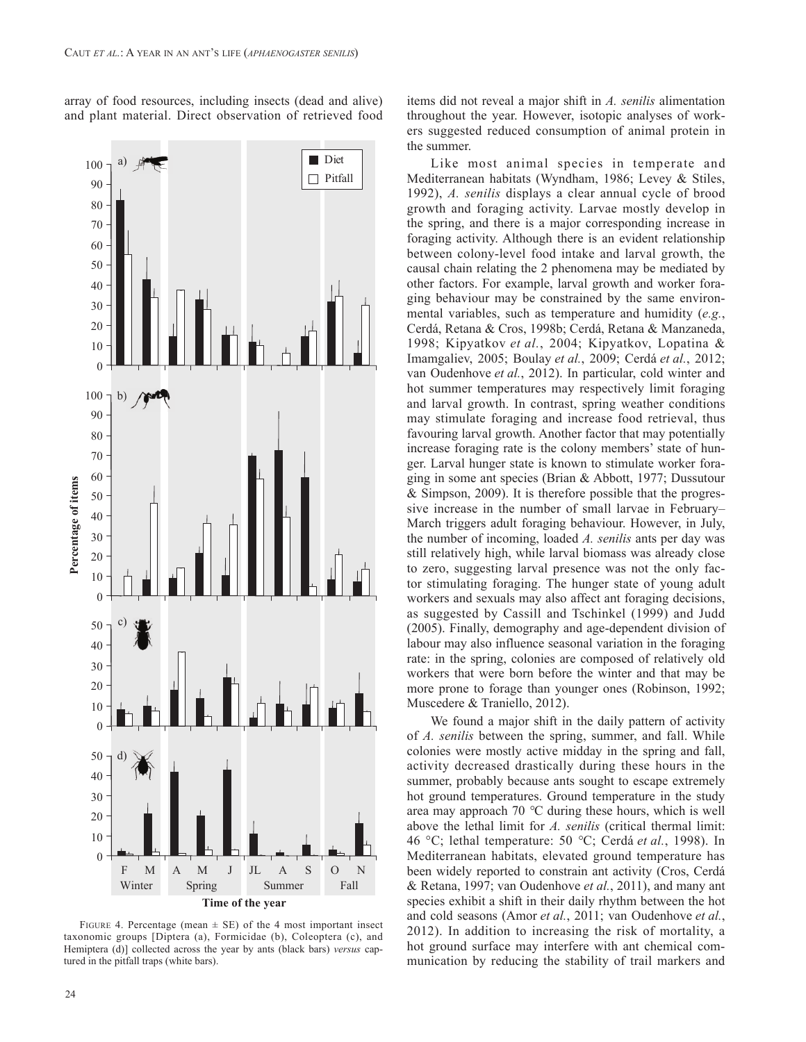array of food resources, including insects (dead and alive) and plant material. Direct observation of retrieved food items did not reveal a major shift in *A. senilis* alimentation throughout the year. However, isotopic analyses of workers suggested reduced consumption of animal protein in the summer.

FIGURE 4. Percentage (mean ± SE) of the 4 most important insect taxonomic groups [Diptera (a), Formicidae (b), Coleoptera (c), and Hemiptera (d)] collected across the year by ants (black bars) *versus* captured in the pitfall traps (white bars).

Like most animal species in temperate and Mediterranean habitats (Wyndham, 1986; Levey & Stiles, 1992), *A. senilis* displays a clear annual cycle of brood growth and foraging activity. Larvae mostly develop in the spring, and there is a major corresponding increase in foraging activity. Although there is an evident relationship between colony-level food intake and larval growth, the causal chain relating the 2 phenomena may be mediated by other factors. For example, larval growth and worker foraging behaviour may be constrained by the same environmental variables, such as temperature and humidity (*e.g.*, Cerdá, Retana & Cros, 1998b; Cerdá, Retana & Manzaneda, 1998; Kipyatkov *et al.*, 2004; Kipyatkov, Lopatina & Imamgaliev, 2005; Boulay *et al.*, 2009; Cerdá *et al.*, 2012; van Oudenhove *et al.*, 2012). In particular, cold winter and hot summer temperatures may respectively limit foraging and larval growth. In contrast, spring weather conditions may stimulate foraging and increase food retrieval, thus favouring larval growth. Another factor that may potentially increase foraging rate is the colony members' state of hunger. Larval hunger state is known to stimulate worker foraging in some ant species (Brian & Abbott, 1977; Dussutour & Simpson, 2009). It is therefore possible that the progressive increase in the number of small larvae in February–March triggers adult foraging behaviour. However, in July, the number of incoming, loaded *A. senilis* ants per day was still relatively high, while larval biomass was already close to zero, suggesting larval presence was not the only factor stimulating foraging. The hunger state of young adult workers and sexuals may also affect ant foraging decisions, as suggested by Cassill and Tschinkel (1999) and Judd (2005). Finally, demography and age-dependent division of labour may also influence seasonal variation in the foraging rate: in the spring, colonies are composed of relatively old workers that were born before the winter and that may be more prone to forage than younger ones (Robinson, 1992; Muscedere & Traniello, 2012).

We found a major shift in the daily pattern of activity of *A. senilis* between the spring, summer, and fall. While colonies were mostly active midday in the spring and fall, activity decreased drastically during these hours in the summer, probably because ants sought to escape extremely hot ground temperatures. Ground temperature in the study area may approach 70 °C during these hours, which is well above the lethal limit for *A. senilis* (critical thermal limit: 46 °C; lethal temperature: 50 °C; Cerdá *et al.*, 1998). In Mediterranean habitats, elevated ground temperature has been widely reported to constrain ant activity (Cros, Cerdá & Retana, 1997; van Oudenhove *et al.*, 2011), and many ant species exhibit a shift in their daily rhythm between the hot and cold seasons (Amor *et al.*, 2011; van Oudenhove *et al.*, 2012). In addition to increasing the risk of mortality, a hot ground surface may interfere with ant chemical communication by reducing the stability of trail markers and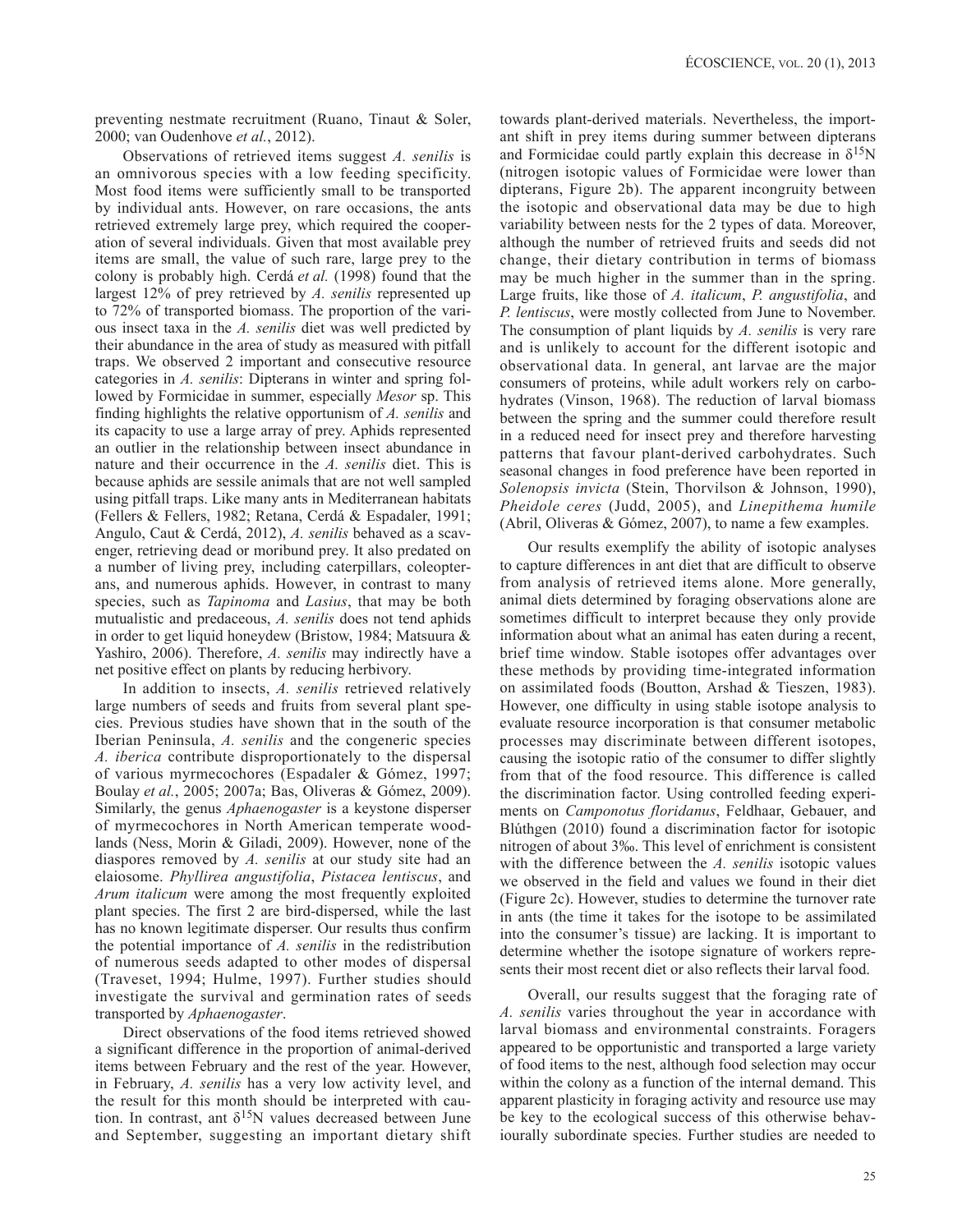preventing nestmate recruitment (Ruano, Tinaut & Soler, 2000; van Oudenhove *et al.*, 2012).

Observations of retrieved items suggest *A. senilis* is an omnivorous species with a low feeding specificity. Most food items were sufficiently small to be transported by individual ants. However, on rare occasions, the ants retrieved extremely large prey, which required the cooperation of several individuals. Given that most available prey items are small, the value of such rare, large prey to the colony is probably high. Cerdá *et al.* (1998) found that the largest 12% of prey retrieved by *A. senilis* represented up to 72% of transported biomass. The proportion of the various insect taxa in the *A. senilis* diet was well predicted by their abundance in the area of study as measured with pitfall traps. We observed 2 important and consecutive resource categories in *A. senilis*: Dipterans in winter and spring followed by Formicidae in summer, especially *Mesor* sp. This finding highlights the relative opportunism of *A. senilis* and its capacity to use a large array of prey. Aphids represented an outlier in the relationship between insect abundance in nature and their occurrence in the *A. senilis* diet. This is because aphids are sessile animals that are not well sampled using pitfall traps. Like many ants in Mediterranean habitats (Fellers & Fellers, 1982; Retana, Cerdá & Espadaler, 1991; Angulo, Caut & Cerdá, 2012), *A. senilis* behaved as a scavenger, retrieving dead or moribund prey. It also predated on a number of living prey, including caterpillars, coleopterans, and numerous aphids. However, in contrast to many species, such as *Tapinoma* and *Lasius*, that may be both mutualistic and predaceous, *A. senilis* does not tend aphids in order to get liquid honeydew (Bristow, 1984; Matsuura & Yashiro, 2006). Therefore, *A. senilis* may indirectly have a net positive effect on plants by reducing herbivory.

In addition to insects, *A. senilis* retrieved relatively large numbers of seeds and fruits from several plant species. Previous studies have shown that in the south of the Iberian Peninsula, *A. senilis* and the congeneric species *A. iberica* contribute disproportionately to the dispersal of various myrmecochores (Espadaler & Gómez, 1997; Boulay *et al.*, 2005; 2007a; Bas, Oliveras & Gómez, 2009). Similarly, the genus *Aphaenogaster* is a keystone disperser of myrmecochores in North American temperate woodlands (Ness, Morin & Giladi, 2009). However, none of the diaspores removed by *A. senilis* at our study site had an elaiosome. *Phyllirea angustifolia*, *Pistacea lentiscus*, and *Arum italicum* were among the most frequently exploited plant species. The first 2 are bird-dispersed, while the last has no known legitimate disperser. Our results thus confirm the potential importance of *A. senilis* in the redistribution of numerous seeds adapted to other modes of dispersal (Traveset, 1994; Hulme, 1997). Further studies should investigate the survival and germination rates of seeds transported by *Aphaenogaster*.

Direct observations of the food items retrieved showed a significant difference in the proportion of animal-derived items between February and the rest of the year. However, in February, *A. senilis* has a very low activity level, and the result for this month should be interpreted with caution. In contrast, ant $\delta^{15}N$ values decreased between June and September, suggesting an important dietary shift towards plant-derived materials. Nevertheless, the important shift in prey items during summer between dipterans and Formicidae could partly explain this decrease in $\delta^{15}N$ (nitrogen isotopic values of Formicidae were lower than dipterans, Figure 2b). The apparent incongruity between the isotopic and observational data may be due to high variability between nests for the 2 types of data. Moreover, although the number of retrieved fruits and seeds did not change, their dietary contribution in terms of biomass may be much higher in the summer than in the spring. Large fruits, like those of *A. italicum*, *P. angustifolia*, and *P. lentiscus*, were mostly collected from June to November. The consumption of plant liquids by *A. senilis* is very rare and is unlikely to account for the different isotopic and observational data. In general, ant larvae are the major consumers of proteins, while adult workers rely on carbohydrates (Vinson, 1968). The reduction of larval biomass between the spring and the summer could therefore result in a reduced need for insect prey and therefore harvesting patterns that favour plant-derived carbohydrates. Such seasonal changes in food preference have been reported in *Solenopsis invicta* (Stein, Thorvilson & Johnson, 1990), *Pheidole ceres* (Judd, 2005), and *Linepithema humile* (Abril, Oliveras & Gómez, 2007), to name a few examples.

Our results exemplify the ability of isotopic analyses to capture differences in ant diet that are difficult to observe from analysis of retrieved items alone. More generally, animal diets determined by foraging observations alone are sometimes difficult to interpret because they only provide information about what an animal has eaten during a recent, brief time window. Stable isotopes offer advantages over these methods by providing time-integrated information on assimilated foods (Boutton, Arshad & Tieszen, 1983). However, one difficulty in using stable isotope analysis to evaluate resource incorporation is that consumer metabolic processes may discriminate between different isotopes, causing the isotopic ratio of the consumer to differ slightly from that of the food resource. This difference is called the discrimination factor. Using controlled feeding experiments on *Camponotus floridanus*, Feldhaar, Gebauer, and Blüthgen (2010) found a discrimination factor for isotopic nitrogen of about 3‰. This level of enrichment is consistent with the difference between the *A. senilis* isotopic values we observed in the field and values we found in their diet (Figure 2c). However, studies to determine the turnover rate in ants (the time it takes for the isotope to be assimilated into the consumer's tissue) are lacking. It is important to determine whether the isotope signature of workers represents their most recent diet or also reflects their larval food.

Overall, our results suggest that the foraging rate of *A. senilis* varies throughout the year in accordance with larval biomass and environmental constraints. Foragers appeared to be opportunistic and transported a large variety of food items to the nest, although food selection may occur within the colony as a function of the internal demand. This apparent plasticity in foraging activity and resource use may be key to the ecological success of this otherwise behaviourally subordinate species. Further studies are needed to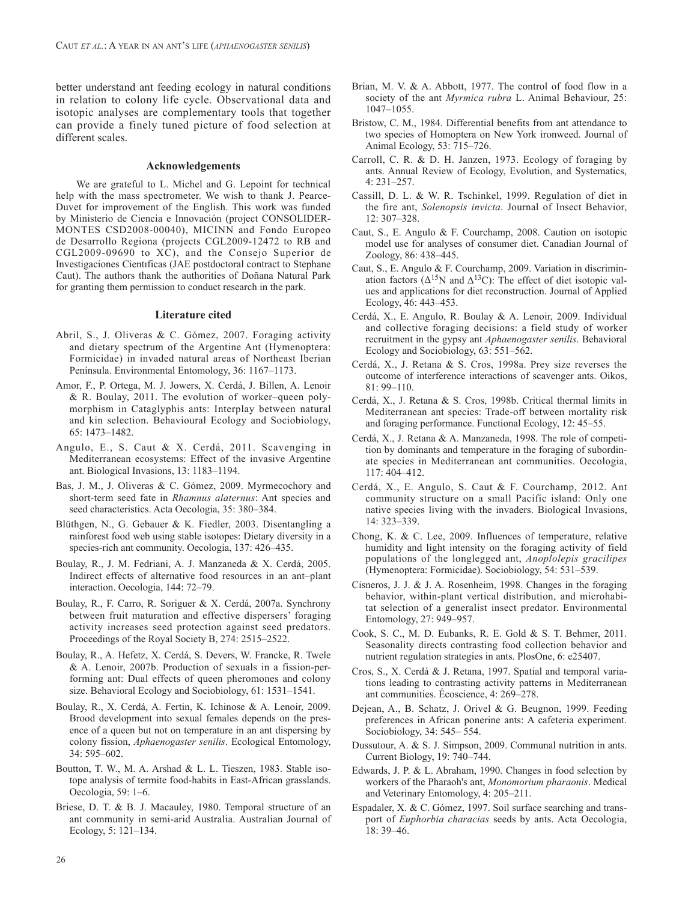better understand ant feeding ecology in natural conditions in relation to colony life cycle. Observational data and isotopic analyses are complementary tools that together can provide a finely tuned picture of food selection at different scales.

### Acknowledgements

We are grateful to L. Michel and G. Lepoint for technical help with the mass spectrometer. We wish to thank J. Pearce-Duvet for improvement of the English. This work was funded by Ministerio de Ciencia e Innovación (project CONSOLIDER-MONTES CSD2008-00040), MICINN and Fondo Europeo de Desarrollo Regiona (projects CGL2009-12472 to RB and CGL2009-09690 to XC), and the Consejo Superior de Investigaciones Cientıficas (JAE postdoctoral contract to Stephane Caut). The authors thank the authorities of Doñana Natural Park for granting them permission to conduct research in the park.

### Literature cited

Abril, S., J. Oliveras & C. Gómez, 2007. Foraging activity and dietary spectrum of the Argentine Ant (Hymenoptera: Formicidae) in invaded natural areas of Northeast Iberian Península. Environmental Entomology, 36: 1167–1173.

Amor, F., P. Ortega, M. J. Jowers, X. Cerdá, J. Billen, A. Lenoir & R. Boulay, 2011. The evolution of worker–queen polymorphism in Cataglyphis ants: Interplay between natural and kin selection. Behavioural Ecology and Sociobiology, 65: 1473–1482.

Angulo, E., S. Caut & X. Cerdá, 2011. Scavenging in Mediterranean ecosystems: Effect of the invasive Argentine ant. Biological Invasions, 13: 1183–1194.

Bas, J. M., J. Oliveras & C. Gómez, 2009. Myrmecochory and short-term seed fate in *Rhamnus alaternus*: Ant species and seed characteristics. Acta Oecologia, 35: 380–384.

Blüthgen, N., G. Gebauer & K. Fiedler, 2003. Disentangling a rainforest food web using stable isotopes: Dietary diversity in a species-rich ant community. Oecologia, 137: 426–435.

Boulay, R., J. M. Fedriani, A. J. Manzaneda & X. Cerdá, 2005. Indirect effects of alternative food resources in an ant–plant interaction. Oecologia, 144: 72–79.

Boulay, R., F. Carro, R. Soriguer & X. Cerdá, 2007a. Synchrony between fruit maturation and effective dispersers' foraging activity increases seed protection against seed predators. Proceedings of the Royal Society B, 274: 2515–2522.

Boulay, R., A. Hefetz, X. Cerdá, S. Devers, W. Francke, R. Twele & A. Lenoir, 2007b. Production of sexuals in a fission-performing ant: Dual effects of queen pheromones and colony size. Behavioral Ecology and Sociobiology, 61: 1531–1541.

Boulay, R., X. Cerdá, A. Fertin, K. Ichinose & A. Lenoir, 2009. Brood development into sexual females depends on the presence of a queen but not on temperature in an ant dispersing by colony fission, *Aphaenogaster senilis*. Ecological Entomology, 34: 595–602.

Boutton, T. W., M. A. Arshad & L. L. Tieszen, 1983. Stable isotope analysis of termite food-habits in East-African grasslands. Oecologia, 59: 1–6.

Briese, D. T. & B. J. Macauley, 1980. Temporal structure of an ant community in semi-arid Australia. Australian Journal of Ecology, 5: 121–134.

Brian, M. V. & A. Abbott, 1977. The control of food flow in a society of the ant *Myrmica rubra* L. Animal Behaviour, 25: 1047–1055.

Bristow, C. M., 1984. Differential benefits from ant attendance to two species of Homoptera on New York ironweed. Journal of Animal Ecology, 53: 715–726.

Carroll, C. R. & D. H. Janzen, 1973. Ecology of foraging by ants. Annual Review of Ecology, Evolution, and Systematics, 4: 231–257.

Cassill, D. L. & W. R. Tschinkel, 1999. Regulation of diet in the fire ant, *Solenopsis invicta*. Journal of Insect Behavior, 12: 307–328.

Caut, S., E. Angulo & F. Courchamp, 2008. Caution on isotopic model use for analyses of consumer diet. Canadian Journal of Zoology, 86: 438–445.

Caut, S., E. Angulo & F. Courchamp, 2009. Variation in discrimination factors ($\Delta^{15}$N and $\Delta^{13}$C): The effect of diet isotopic values and applications for diet reconstruction. Journal of Applied Ecology, 46: 443–453.

Cerdá, X., E. Angulo, R. Boulay & A. Lenoir, 2009. Individual and collective foraging decisions: a field study of worker recruitment in the gypsy ant *Aphaenogaster senilis*. Behavioral Ecology and Sociobiology, 63: 551–562.

Cerdá, X., J. Retana & S. Cros, 1998a. Prey size reverses the outcome of interference interactions of scavenger ants. Oikos, 81: 99–110.

Cerdá, X., J. Retana & S. Cros, 1998b. Critical thermal limits in Mediterranean ant species: Trade-off between mortality risk and foraging performance. Functional Ecology, 12: 45–55.

Cerdá, X., J. Retana & A. Manzaneda, 1998. The role of competition by dominants and temperature in the foraging of subordinate species in Mediterranean ant communities. Oecologia, 117: 404–412.

Cerdá, X., E. Angulo, S. Caut & F. Courchamp, 2012. Ant community structure on a small Pacific island: Only one native species living with the invaders. Biological Invasions, 14: 323–339.

Chong, K. & C. Lee, 2009. Influences of temperature, relative humidity and light intensity on the foraging activity of field populations of the longlegged ant, *Anoplolepis gracilipes* (Hymenoptera: Formicidae). Sociobiology, 54: 531–539.

Cisneros, J. J. & J. A. Rosenheim, 1998. Changes in the foraging behavior, within-plant vertical distribution, and microhabitat selection of a generalist insect predator. Environmental Entomology, 27: 949–957.

Cook, S. C., M. D. Eubanks, R. E. Gold & S. T. Behmer, 2011. Seasonality directs contrasting food collection behavior and nutrient regulation strategies in ants. PlosOne, 6: e25407.

Cros, S., X. Cerdá & J. Retana, 1997. Spatial and temporal variations leading to contrasting activity patterns in Mediterranean ant communities. Écoscience, 4: 269–278.

Dejean, A., B. Schatz, J. Orivel & G. Beugnon, 1999. Feeding preferences in African ponerine ants: A cafeteria experiment. Sociobiology, 34: 545– 554.

Dussutour, A. & S. J. Simpson, 2009. Communal nutrition in ants. Current Biology, 19: 740–744.

Edwards, J. P. & L. Abraham, 1990. Changes in food selection by workers of the Pharaoh's ant, *Monomorium pharaonis*. Medical and Veterinary Entomology, 4: 205–211.

Espadaler, X. & C. Gómez, 1997. Soil surface searching and transport of *Euphorbia characias* seeds by ants. Acta Oecologia, 18: 39–46.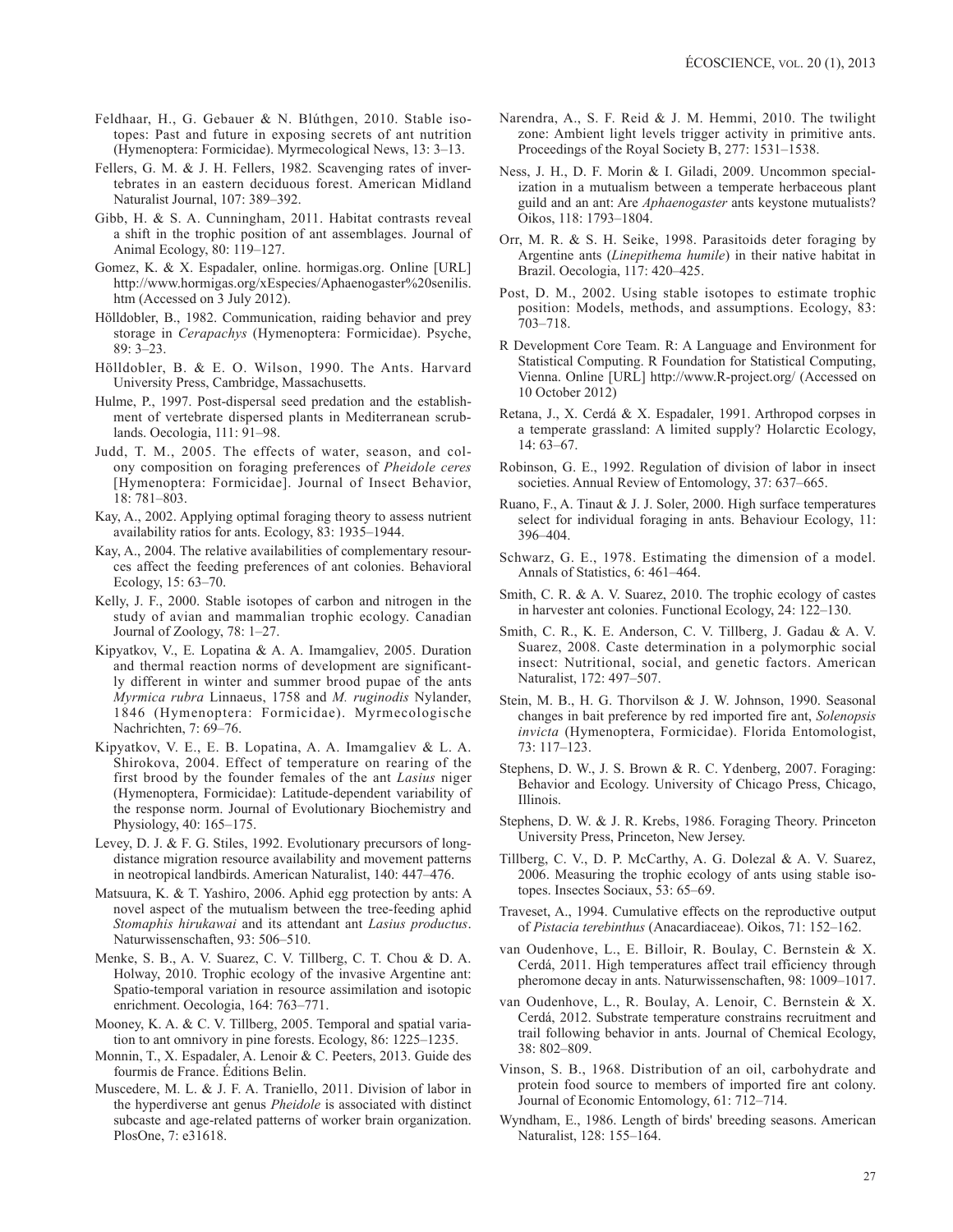Feldhaar, H., G. Gebauer & N. Blúthgen, 2010. Stable isotopes: Past and future in exposing secrets of ant nutrition (Hymenoptera: Formicidae). Myrmecological News, 13: 3–13.

Fellers, G. M. & J. H. Fellers, 1982. Scavenging rates of invertebrates in an eastern deciduous forest. American Midland Naturalist Journal, 107: 389–392.

Gibb, H. & S. A. Cunningham, 2011. Habitat contrasts reveal a shift in the trophic position of ant assemblages. Journal of Animal Ecology, 80: 119–127.

Gomez, K. & X. Espadaler, online. hormigas.org. Online [URL] http://www.hormigas.org/xEspecies/Aphaenogaster%20senilis.htm (Accessed on 3 July 2012).

Hölldobler, B., 1982. Communication, raiding behavior and prey storage in *Cerapachys* (Hymenoptera: Formicidae). Psyche, 89: 3–23.

Hölldobler, B. & E. O. Wilson, 1990. The Ants. Harvard University Press, Cambridge, Massachusetts.

Hulme, P., 1997. Post-dispersal seed predation and the establishment of vertebrate dispersed plants in Mediterranean scrublands. Oecologia, 111: 91–98.

Judd, T. M., 2005. The effects of water, season, and colony composition on foraging preferences of *Pheidole ceres* [Hymenoptera: Formicidae]. Journal of Insect Behavior, 18: 781–803.

Kay, A., 2002. Applying optimal foraging theory to assess nutrient availability ratios for ants. Ecology, 83: 1935–1944.

Kay, A., 2004. The relative availabilities of complementary resources affect the feeding preferences of ant colonies. Behavioral Ecology, 15: 63–70.

Kelly, J. F., 2000. Stable isotopes of carbon and nitrogen in the study of avian and mammalian trophic ecology. Canadian Journal of Zoology, 78: 1–27.

Kipyatkov, V., E. Lopatina & A. A. Imamgaliev, 2005. Duration and thermal reaction norms of development are significantly different in winter and summer brood pupae of the ants *Myrmica rubra* Linnaeus, 1758 and *M. ruginodis* Nylander, 1846 (Hymenoptera: Formicidae). Myrmecologische Nachrichten, 7: 69–76.

Kipyatkov, V. E., E. B. Lopatina, A. A. Imamgaliev & L. A. Shirokova, 2004. Effect of temperature on rearing of the first brood by the founder females of the ant *Lasius* niger (Hymenoptera, Formicidae): Latitude-dependent variability of the response norm. Journal of Evolutionary Biochemistry and Physiology, 40: 165–175.

Levey, D. J. & F. G. Stiles, 1992. Evolutionary precursors of long-distance migration resource availability and movement patterns in neotropical landbirds. American Naturalist, 140: 447–476.

Matsuura, K. & T. Yashiro, 2006. Aphid egg protection by ants: A novel aspect of the mutualism between the tree-feeding aphid *Stomaphis hirukawai* and its attendant ant *Lasius productus*. Naturwissenschaften, 93: 506–510.

Menke, S. B., A. V. Suarez, C. V. Tillberg, C. T. Chou & D. A. Holway, 2010. Trophic ecology of the invasive Argentine ant: Spatio-temporal variation in resource assimilation and isotopic enrichment. Oecologia, 164: 763–771.

Mooney, K. A. & C. V. Tillberg, 2005. Temporal and spatial variation to ant omnivory in pine forests. Ecology, 86: 1225–1235.

Monnin, T., X. Espadaler, A. Lenoir & C. Peeters, 2013. Guide des fourmis de France. Éditions Belin.

Muscedere, M. L. & J. F. A. Traniello, 2011. Division of labor in the hyperdiverse ant genus *Pheidole* is associated with distinct subcaste and age-related patterns of worker brain organization. PlosOne, 7: e31618.

Narendra, A., S. F. Reid & J. M. Hemmi, 2010. The twilight zone: Ambient light levels trigger activity in primitive ants. Proceedings of the Royal Society B, 277: 1531–1538.

Ness, J. H., D. F. Morin & I. Giladi, 2009. Uncommon specialization in a mutualism between a temperate herbaceous plant guild and an ant: Are *Aphaenogaster* ants keystone mutualists? Oikos, 118: 1793–1804.

Orr, M. R. & S. H. Seike, 1998. Parasitoids deter foraging by Argentine ants (*Linepithema humile*) in their native habitat in Brazil. Oecologia, 117: 420–425.

Post, D. M., 2002. Using stable isotopes to estimate trophic position: Models, methods, and assumptions. Ecology, 83: 703–718.

R Development Core Team. R: A Language and Environment for Statistical Computing. R Foundation for Statistical Computing, Vienna. Online [URL] http://www.R-project.org/ (Accessed on 10 October 2012)

Retana, J., X. Cerdá & X. Espadaler, 1991. Arthropod corpses in a temperate grassland: A limited supply? Holarctic Ecology, 14: 63–67.

Robinson, G. E., 1992. Regulation of division of labor in insect societies. Annual Review of Entomology, 37: 637–665.

Ruano, F., A. Tinaut & J. J. Soler, 2000. High surface temperatures select for individual foraging in ants. Behaviour Ecology, 11: 396–404.

Schwarz, G. E., 1978. Estimating the dimension of a model. Annals of Statistics, 6: 461–464.

Smith, C. R. & A. V. Suarez, 2010. The trophic ecology of castes in harvester ant colonies. Functional Ecology, 24: 122–130.

Smith, C. R., K. E. Anderson, C. V. Tillberg, J. Gadau & A. V. Suarez, 2008. Caste determination in a polymorphic social insect: Nutritional, social, and genetic factors. American Naturalist, 172: 497–507.

Stein, M. B., H. G. Thorvilson & J. W. Johnson, 1990. Seasonal changes in bait preference by red imported fire ant, *Solenopsis invicta* (Hymenoptera, Formicidae). Florida Entomologist, 73: 117–123.

Stephens, D. W., J. S. Brown & R. C. Ydenberg, 2007. Foraging: Behavior and Ecology. University of Chicago Press, Chicago, Illinois.

Stephens, D. W. & J. R. Krebs, 1986. Foraging Theory. Princeton University Press, Princeton, New Jersey.

Tillberg, C. V., D. P. McCarthy, A. G. Dolezal & A. V. Suarez, 2006. Measuring the trophic ecology of ants using stable isotopes. Insectes Sociaux, 53: 65–69.

Traveset, A., 1994. Cumulative effects on the reproductive output of *Pistacia terebinthus* (Anacardiaceae). Oikos, 71: 152–162.

van Oudenhove, L., E. Billoir, R. Boulay, C. Bernstein & X. Cerdá, 2011. High temperatures affect trail efficiency through pheromone decay in ants. Naturwissenschaften, 98: 1009–1017.

van Oudenhove, L., R. Boulay, A. Lenoir, C. Bernstein & X. Cerdá, 2012. Substrate temperature constrains recruitment and trail following behavior in ants. Journal of Chemical Ecology, 38: 802–809.

Vinson, S. B., 1968. Distribution of an oil, carbohydrate and protein food source to members of imported fire ant colony. Journal of Economic Entomology, 61: 712–714.

Wyndham, E., 1986. Length of birds' breeding seasons. American Naturalist, 128: 155–164.